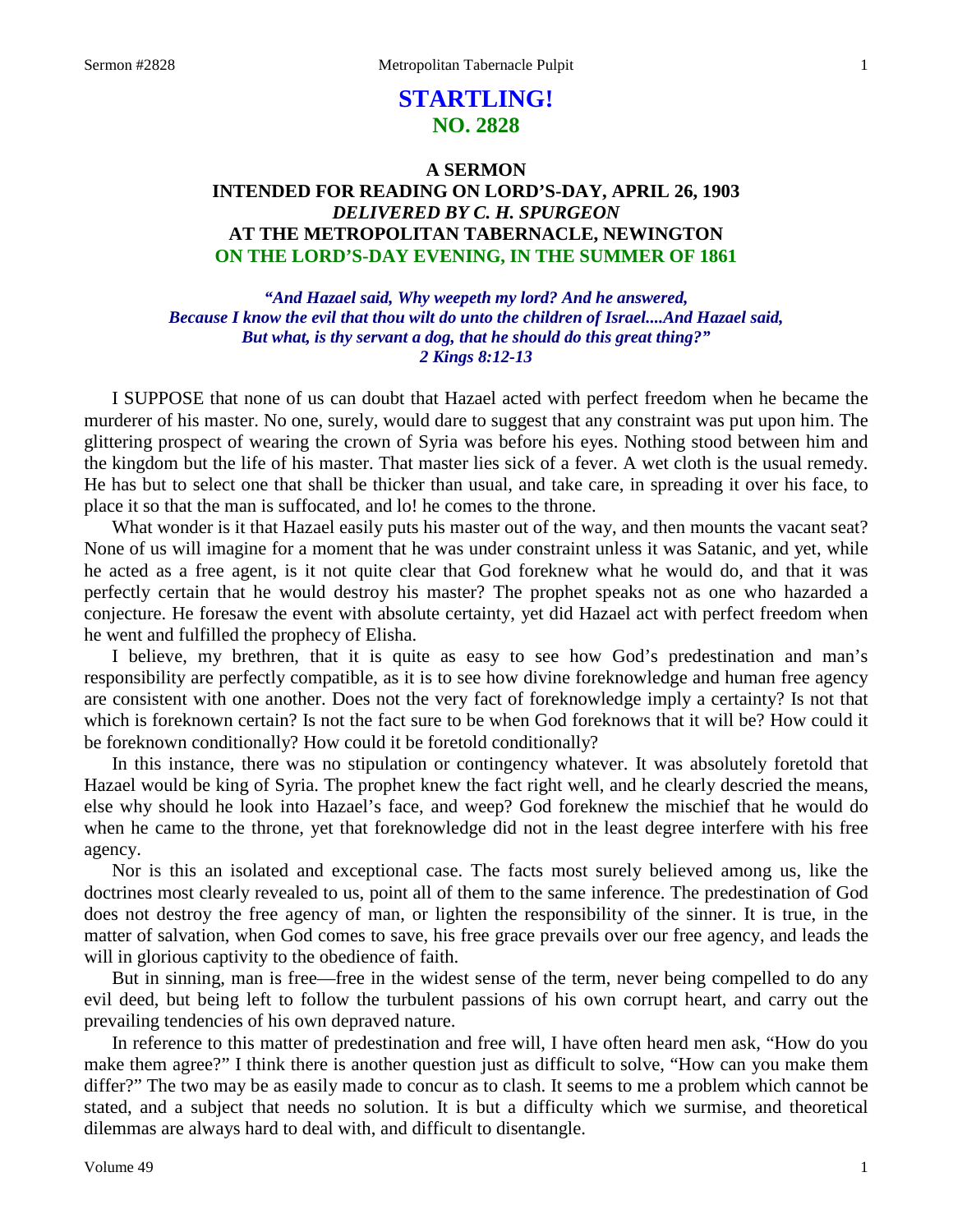# STARTLING!
## NO. 2828

### A SERMON
### INTENDED FOR READING ON LORD'S-DAY, APRIL 26, 1903
### *DELIVERED BY C. H. SPURGEON*
### AT THE METROPOLITAN TABERNACLE, NEWINGTON
### ON THE LORD'S-DAY EVENING, IN THE SUMMER OF 1861

*"And Hazael said, Why weepeth my lord? And he answered, Because I know the evil that thou wilt do unto the children of Israel....And Hazael said, But what, is thy servant a dog, that he should do this great thing?" 2 Kings 8:12-13*

I SUPPOSE that none of us can doubt that Hazael acted with perfect freedom when he became the murderer of his master. No one, surely, would dare to suggest that any constraint was put upon him. The glittering prospect of wearing the crown of Syria was before his eyes. Nothing stood between him and the kingdom but the life of his master. That master lies sick of a fever. A wet cloth is the usual remedy. He has but to select one that shall be thicker than usual, and take care, in spreading it over his face, to place it so that the man is suffocated, and lo! he comes to the throne.

What wonder is it that Hazael easily puts his master out of the way, and then mounts the vacant seat? None of us will imagine for a moment that he was under constraint unless it was Satanic, and yet, while he acted as a free agent, is it not quite clear that God foreknew what he would do, and that it was perfectly certain that he would destroy his master? The prophet speaks not as one who hazarded a conjecture. He foresaw the event with absolute certainty, yet did Hazael act with perfect freedom when he went and fulfilled the prophecy of Elisha.

I believe, my brethren, that it is quite as easy to see how God's predestination and man's responsibility are perfectly compatible, as it is to see how divine foreknowledge and human free agency are consistent with one another. Does not the very fact of foreknowledge imply a certainty? Is not that which is foreknown certain? Is not the fact sure to be when God foreknows that it will be? How could it be foreknown conditionally? How could it be foretold conditionally?

In this instance, there was no stipulation or contingency whatever. It was absolutely foretold that Hazael would be king of Syria. The prophet knew the fact right well, and he clearly descried the means, else why should he look into Hazael's face, and weep? God foreknew the mischief that he would do when he came to the throne, yet that foreknowledge did not in the least degree interfere with his free agency.

Nor is this an isolated and exceptional case. The facts most surely believed among us, like the doctrines most clearly revealed to us, point all of them to the same inference. The predestination of God does not destroy the free agency of man, or lighten the responsibility of the sinner. It is true, in the matter of salvation, when God comes to save, his free grace prevails over our free agency, and leads the will in glorious captivity to the obedience of faith.

But in sinning, man is free—free in the widest sense of the term, never being compelled to do any evil deed, but being left to follow the turbulent passions of his own corrupt heart, and carry out the prevailing tendencies of his own depraved nature.

In reference to this matter of predestination and free will, I have often heard men ask, "How do you make them agree?" I think there is another question just as difficult to solve, "How can you make them differ?" The two may be as easily made to concur as to clash. It seems to me a problem which cannot be stated, and a subject that needs no solution. It is but a difficulty which we surmise, and theoretical dilemmas are always hard to deal with, and difficult to disentangle.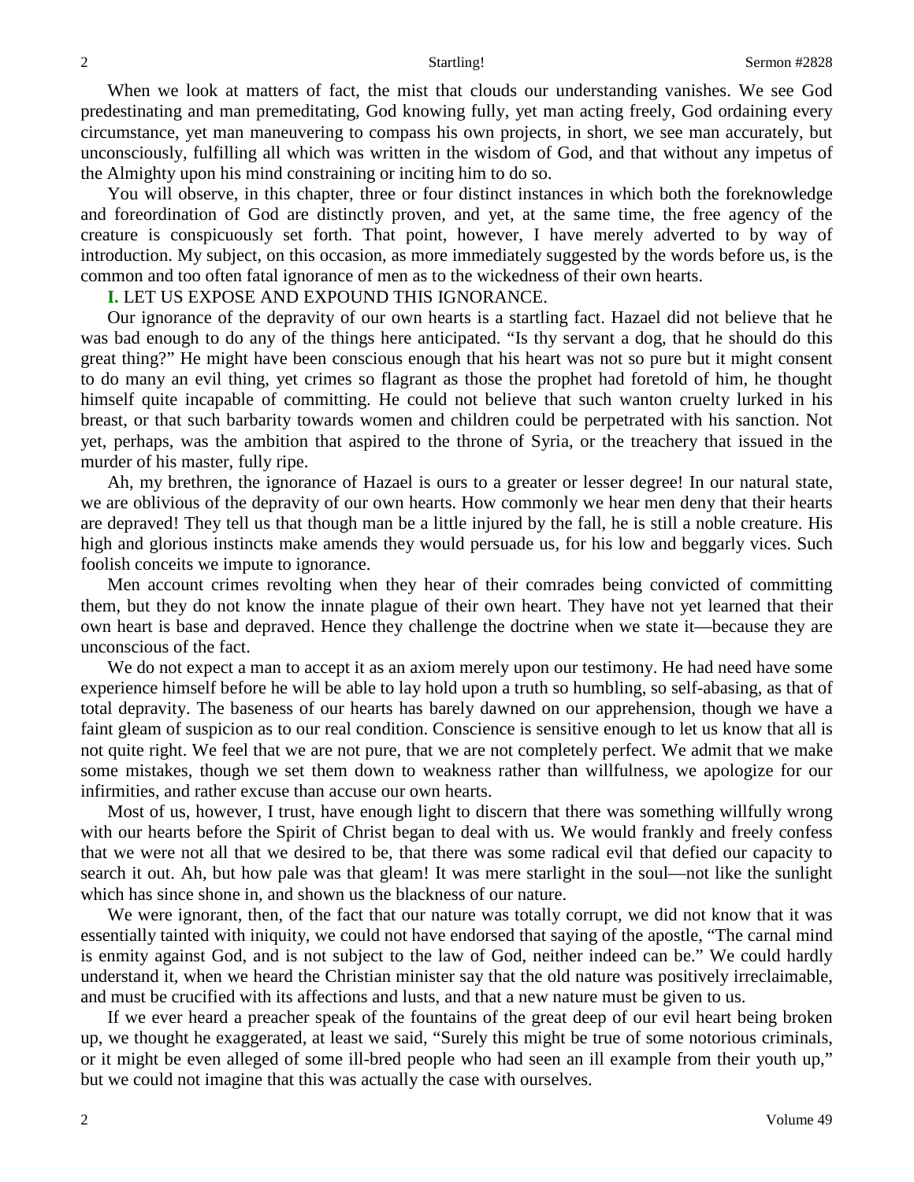When we look at matters of fact, the mist that clouds our understanding vanishes. We see God predestinating and man premeditating, God knowing fully, yet man acting freely, God ordaining every circumstance, yet man maneuvering to compass his own projects, in short, we see man accurately, but unconsciously, fulfilling all which was written in the wisdom of God, and that without any impetus of the Almighty upon his mind constraining or inciting him to do so.

You will observe, in this chapter, three or four distinct instances in which both the foreknowledge and foreordination of God are distinctly proven, and yet, at the same time, the free agency of the creature is conspicuously set forth. That point, however, I have merely adverted to by way of introduction. My subject, on this occasion, as more immediately suggested by the words before us, is the common and too often fatal ignorance of men as to the wickedness of their own hearts.

**I.** LET US EXPOSE AND EXPOUND THIS IGNORANCE.

Our ignorance of the depravity of our own hearts is a startling fact. Hazael did not believe that he was bad enough to do any of the things here anticipated. "Is thy servant a dog, that he should do this great thing?" He might have been conscious enough that his heart was not so pure but it might consent to do many an evil thing, yet crimes so flagrant as those the prophet had foretold of him, he thought himself quite incapable of committing. He could not believe that such wanton cruelty lurked in his breast, or that such barbarity towards women and children could be perpetrated with his sanction. Not yet, perhaps, was the ambition that aspired to the throne of Syria, or the treachery that issued in the murder of his master, fully ripe.

Ah, my brethren, the ignorance of Hazael is ours to a greater or lesser degree! In our natural state, we are oblivious of the depravity of our own hearts. How commonly we hear men deny that their hearts are depraved! They tell us that though man be a little injured by the fall, he is still a noble creature. His high and glorious instincts make amends they would persuade us, for his low and beggarly vices. Such foolish conceits we impute to ignorance.

Men account crimes revolting when they hear of their comrades being convicted of committing them, but they do not know the innate plague of their own heart. They have not yet learned that their own heart is base and depraved. Hence they challenge the doctrine when we state it—because they are unconscious of the fact.

We do not expect a man to accept it as an axiom merely upon our testimony. He had need have some experience himself before he will be able to lay hold upon a truth so humbling, so self-abasing, as that of total depravity. The baseness of our hearts has barely dawned on our apprehension, though we have a faint gleam of suspicion as to our real condition. Conscience is sensitive enough to let us know that all is not quite right. We feel that we are not pure, that we are not completely perfect. We admit that we make some mistakes, though we set them down to weakness rather than willfulness, we apologize for our infirmities, and rather excuse than accuse our own hearts.

Most of us, however, I trust, have enough light to discern that there was something willfully wrong with our hearts before the Spirit of Christ began to deal with us. We would frankly and freely confess that we were not all that we desired to be, that there was some radical evil that defied our capacity to search it out. Ah, but how pale was that gleam! It was mere starlight in the soul—not like the sunlight which has since shone in, and shown us the blackness of our nature.

We were ignorant, then, of the fact that our nature was totally corrupt, we did not know that it was essentially tainted with iniquity, we could not have endorsed that saying of the apostle, "The carnal mind is enmity against God, and is not subject to the law of God, neither indeed can be." We could hardly understand it, when we heard the Christian minister say that the old nature was positively irreclaimable, and must be crucified with its affections and lusts, and that a new nature must be given to us.

If we ever heard a preacher speak of the fountains of the great deep of our evil heart being broken up, we thought he exaggerated, at least we said, "Surely this might be true of some notorious criminals, or it might be even alleged of some ill-bred people who had seen an ill example from their youth up," but we could not imagine that this was actually the case with ourselves.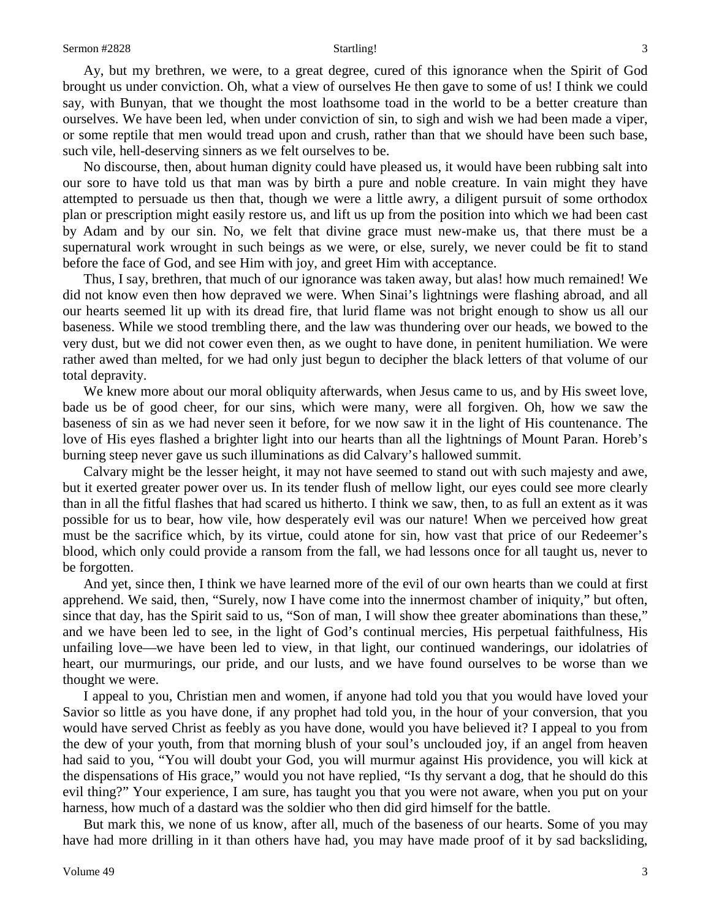Ay, but my brethren, we were, to a great degree, cured of this ignorance when the Spirit of God brought us under conviction. Oh, what a view of ourselves He then gave to some of us! I think we could say, with Bunyan, that we thought the most loathsome toad in the world to be a better creature than ourselves. We have been led, when under conviction of sin, to sigh and wish we had been made a viper, or some reptile that men would tread upon and crush, rather than that we should have been such base, such vile, hell-deserving sinners as we felt ourselves to be.

No discourse, then, about human dignity could have pleased us, it would have been rubbing salt into our sore to have told us that man was by birth a pure and noble creature. In vain might they have attempted to persuade us then that, though we were a little awry, a diligent pursuit of some orthodox plan or prescription might easily restore us, and lift us up from the position into which we had been cast by Adam and by our sin. No, we felt that divine grace must new-make us, that there must be a supernatural work wrought in such beings as we were, or else, surely, we never could be fit to stand before the face of God, and see Him with joy, and greet Him with acceptance.

Thus, I say, brethren, that much of our ignorance was taken away, but alas! how much remained! We did not know even then how depraved we were. When Sinai's lightnings were flashing abroad, and all our hearts seemed lit up with its dread fire, that lurid flame was not bright enough to show us all our baseness. While we stood trembling there, and the law was thundering over our heads, we bowed to the very dust, but we did not cower even then, as we ought to have done, in penitent humiliation. We were rather awed than melted, for we had only just begun to decipher the black letters of that volume of our total depravity.

We knew more about our moral obliquity afterwards, when Jesus came to us, and by His sweet love, bade us be of good cheer, for our sins, which were many, were all forgiven. Oh, how we saw the baseness of sin as we had never seen it before, for we now saw it in the light of His countenance. The love of His eyes flashed a brighter light into our hearts than all the lightnings of Mount Paran. Horeb's burning steep never gave us such illuminations as did Calvary's hallowed summit.

Calvary might be the lesser height, it may not have seemed to stand out with such majesty and awe, but it exerted greater power over us. In its tender flush of mellow light, our eyes could see more clearly than in all the fitful flashes that had scared us hitherto. I think we saw, then, to as full an extent as it was possible for us to bear, how vile, how desperately evil was our nature! When we perceived how great must be the sacrifice which, by its virtue, could atone for sin, how vast that price of our Redeemer's blood, which only could provide a ransom from the fall, we had lessons once for all taught us, never to be forgotten.

And yet, since then, I think we have learned more of the evil of our own hearts than we could at first apprehend. We said, then, "Surely, now I have come into the innermost chamber of iniquity," but often, since that day, has the Spirit said to us, "Son of man, I will show thee greater abominations than these," and we have been led to see, in the light of God's continual mercies, His perpetual faithfulness, His unfailing love—we have been led to view, in that light, our continued wanderings, our idolatries of heart, our murmurings, our pride, and our lusts, and we have found ourselves to be worse than we thought we were.

I appeal to you, Christian men and women, if anyone had told you that you would have loved your Savior so little as you have done, if any prophet had told you, in the hour of your conversion, that you would have served Christ as feebly as you have done, would you have believed it? I appeal to you from the dew of your youth, from that morning blush of your soul's unclouded joy, if an angel from heaven had said to you, "You will doubt your God, you will murmur against His providence, you will kick at the dispensations of His grace," would you not have replied, "Is thy servant a dog, that he should do this evil thing?" Your experience, I am sure, has taught you that you were not aware, when you put on your harness, how much of a dastard was the soldier who then did gird himself for the battle.

But mark this, we none of us know, after all, much of the baseness of our hearts. Some of you may have had more drilling in it than others have had, you may have made proof of it by sad backsliding,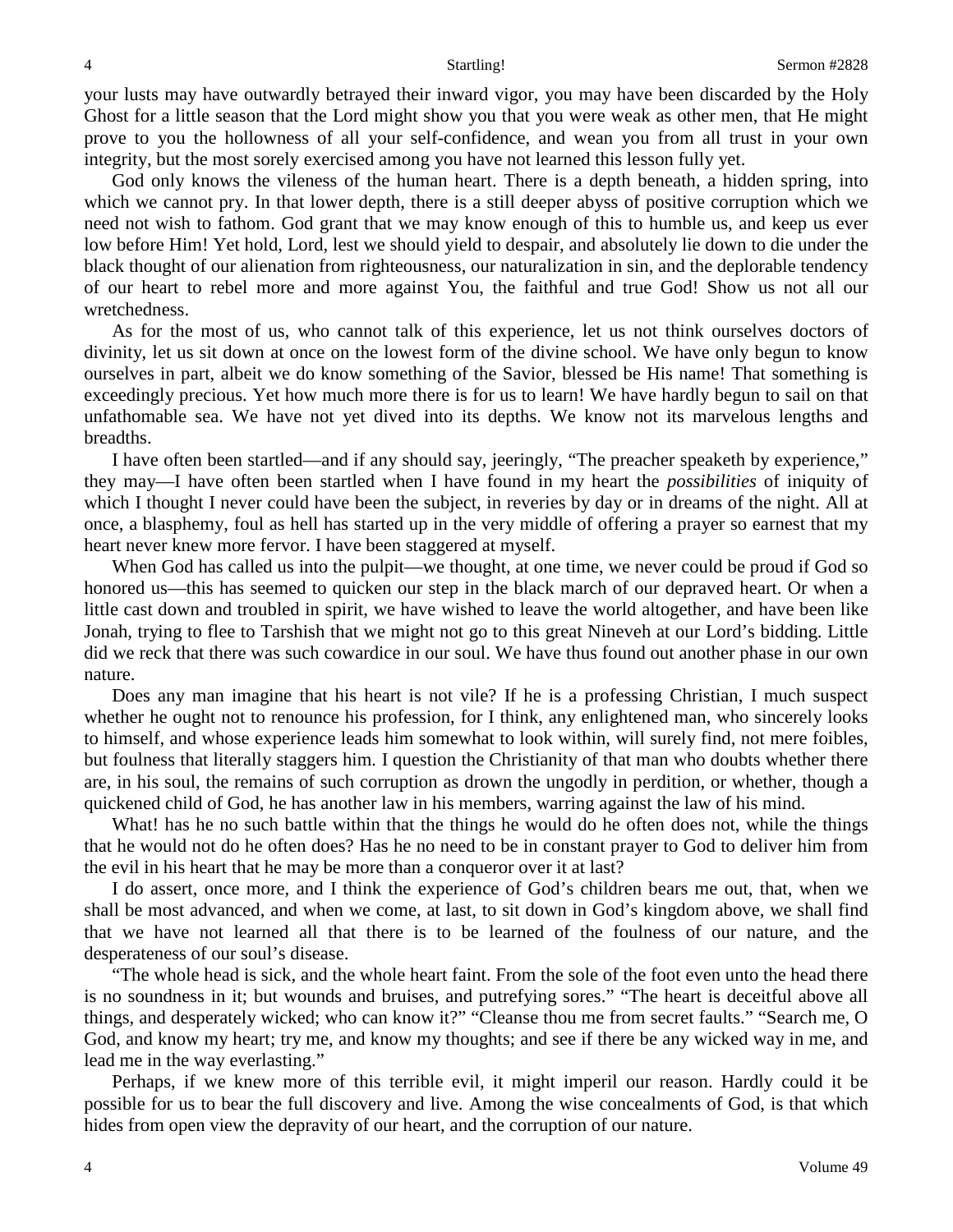your lusts may have outwardly betrayed their inward vigor, you may have been discarded by the Holy Ghost for a little season that the Lord might show you that you were weak as other men, that He might prove to you the hollowness of all your self-confidence, and wean you from all trust in your own integrity, but the most sorely exercised among you have not learned this lesson fully yet.

God only knows the vileness of the human heart. There is a depth beneath, a hidden spring, into which we cannot pry. In that lower depth, there is a still deeper abyss of positive corruption which we need not wish to fathom. God grant that we may know enough of this to humble us, and keep us ever low before Him! Yet hold, Lord, lest we should yield to despair, and absolutely lie down to die under the black thought of our alienation from righteousness, our naturalization in sin, and the deplorable tendency of our heart to rebel more and more against You, the faithful and true God! Show us not all our wretchedness.

As for the most of us, who cannot talk of this experience, let us not think ourselves doctors of divinity, let us sit down at once on the lowest form of the divine school. We have only begun to know ourselves in part, albeit we do know something of the Savior, blessed be His name! That something is exceedingly precious. Yet how much more there is for us to learn! We have hardly begun to sail on that unfathomable sea. We have not yet dived into its depths. We know not its marvelous lengths and breadths.

I have often been startled—and if any should say, jeeringly, "The preacher speaketh by experience," they may—I have often been startled when I have found in my heart the *possibilities* of iniquity of which I thought I never could have been the subject, in reveries by day or in dreams of the night. All at once, a blasphemy, foul as hell has started up in the very middle of offering a prayer so earnest that my heart never knew more fervor. I have been staggered at myself.

When God has called us into the pulpit—we thought, at one time, we never could be proud if God so honored us—this has seemed to quicken our step in the black march of our depraved heart. Or when a little cast down and troubled in spirit, we have wished to leave the world altogether, and have been like Jonah, trying to flee to Tarshish that we might not go to this great Nineveh at our Lord's bidding. Little did we reck that there was such cowardice in our soul. We have thus found out another phase in our own nature.

Does any man imagine that his heart is not vile? If he is a professing Christian, I much suspect whether he ought not to renounce his profession, for I think, any enlightened man, who sincerely looks to himself, and whose experience leads him somewhat to look within, will surely find, not mere foibles, but foulness that literally staggers him. I question the Christianity of that man who doubts whether there are, in his soul, the remains of such corruption as drown the ungodly in perdition, or whether, though a quickened child of God, he has another law in his members, warring against the law of his mind.

What! has he no such battle within that the things he would do he often does not, while the things that he would not do he often does? Has he no need to be in constant prayer to God to deliver him from the evil in his heart that he may be more than a conqueror over it at last?

I do assert, once more, and I think the experience of God's children bears me out, that, when we shall be most advanced, and when we come, at last, to sit down in God's kingdom above, we shall find that we have not learned all that there is to be learned of the foulness of our nature, and the desperateness of our soul's disease.

"The whole head is sick, and the whole heart faint. From the sole of the foot even unto the head there is no soundness in it; but wounds and bruises, and putrefying sores." "The heart is deceitful above all things, and desperately wicked; who can know it?" "Cleanse thou me from secret faults." "Search me, O God, and know my heart; try me, and know my thoughts; and see if there be any wicked way in me, and lead me in the way everlasting."

Perhaps, if we knew more of this terrible evil, it might imperil our reason. Hardly could it be possible for us to bear the full discovery and live. Among the wise concealments of God, is that which hides from open view the depravity of our heart, and the corruption of our nature.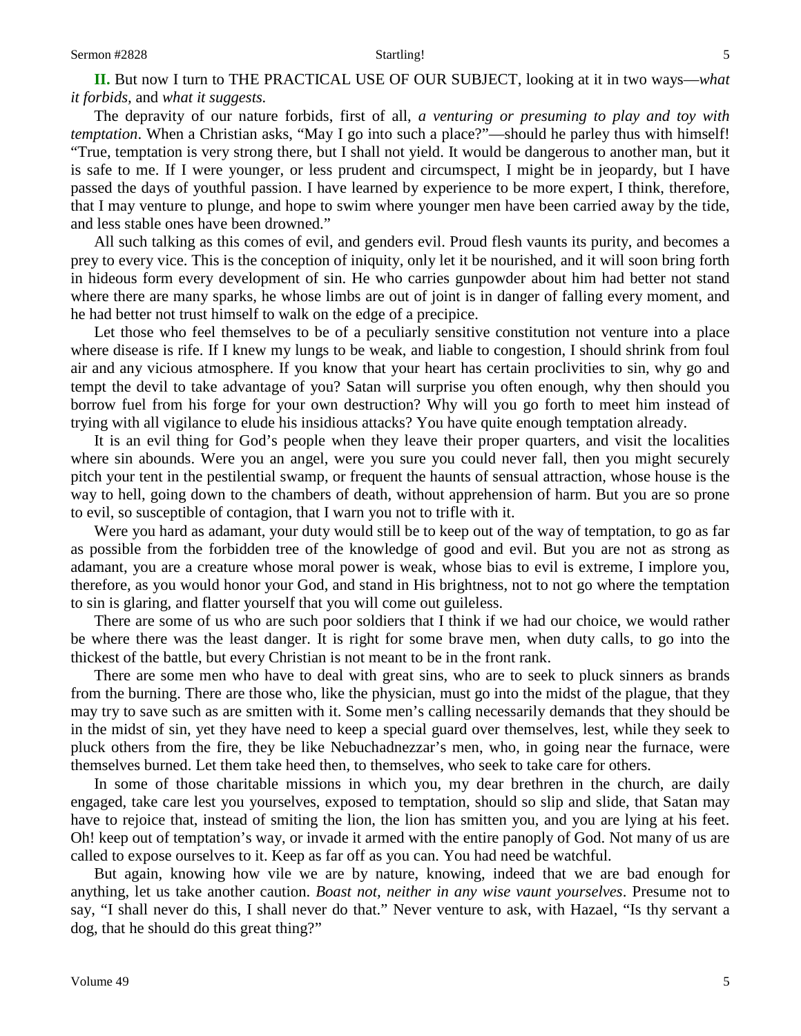**II.** But now I turn to THE PRACTICAL USE OF OUR SUBJECT, looking at it in two ways—*what it forbids,* and *what it suggests.*

The depravity of our nature forbids, first of all, *a venturing or presuming to play and toy with temptation*. When a Christian asks, "May I go into such a place?"—should he parley thus with himself! "True, temptation is very strong there, but I shall not yield. It would be dangerous to another man, but it is safe to me. If I were younger, or less prudent and circumspect, I might be in jeopardy, but I have passed the days of youthful passion. I have learned by experience to be more expert, I think, therefore, that I may venture to plunge, and hope to swim where younger men have been carried away by the tide, and less stable ones have been drowned."

All such talking as this comes of evil, and genders evil. Proud flesh vaunts its purity, and becomes a prey to every vice. This is the conception of iniquity, only let it be nourished, and it will soon bring forth in hideous form every development of sin. He who carries gunpowder about him had better not stand where there are many sparks, he whose limbs are out of joint is in danger of falling every moment, and he had better not trust himself to walk on the edge of a precipice.

Let those who feel themselves to be of a peculiarly sensitive constitution not venture into a place where disease is rife. If I knew my lungs to be weak, and liable to congestion, I should shrink from foul air and any vicious atmosphere. If you know that your heart has certain proclivities to sin, why go and tempt the devil to take advantage of you? Satan will surprise you often enough, why then should you borrow fuel from his forge for your own destruction? Why will you go forth to meet him instead of trying with all vigilance to elude his insidious attacks? You have quite enough temptation already.

It is an evil thing for God's people when they leave their proper quarters, and visit the localities where sin abounds. Were you an angel, were you sure you could never fall, then you might securely pitch your tent in the pestilential swamp, or frequent the haunts of sensual attraction, whose house is the way to hell, going down to the chambers of death, without apprehension of harm. But you are so prone to evil, so susceptible of contagion, that I warn you not to trifle with it.

Were you hard as adamant, your duty would still be to keep out of the way of temptation, to go as far as possible from the forbidden tree of the knowledge of good and evil. But you are not as strong as adamant, you are a creature whose moral power is weak, whose bias to evil is extreme, I implore you, therefore, as you would honor your God, and stand in His brightness, not to not go where the temptation to sin is glaring, and flatter yourself that you will come out guileless.

There are some of us who are such poor soldiers that I think if we had our choice, we would rather be where there was the least danger. It is right for some brave men, when duty calls, to go into the thickest of the battle, but every Christian is not meant to be in the front rank.

There are some men who have to deal with great sins, who are to seek to pluck sinners as brands from the burning. There are those who, like the physician, must go into the midst of the plague, that they may try to save such as are smitten with it. Some men's calling necessarily demands that they should be in the midst of sin, yet they have need to keep a special guard over themselves, lest, while they seek to pluck others from the fire, they be like Nebuchadnezzar's men, who, in going near the furnace, were themselves burned. Let them take heed then, to themselves, who seek to take care for others.

In some of those charitable missions in which you, my dear brethren in the church, are daily engaged, take care lest you yourselves, exposed to temptation, should so slip and slide, that Satan may have to rejoice that, instead of smiting the lion, the lion has smitten you, and you are lying at his feet. Oh! keep out of temptation's way, or invade it armed with the entire panoply of God. Not many of us are called to expose ourselves to it. Keep as far off as you can. You had need be watchful.

But again, knowing how vile we are by nature, knowing, indeed that we are bad enough for anything, let us take another caution. *Boast not, neither in any wise vaunt yourselves*. Presume not to say, "I shall never do this, I shall never do that." Never venture to ask, with Hazael, "Is thy servant a dog, that he should do this great thing?"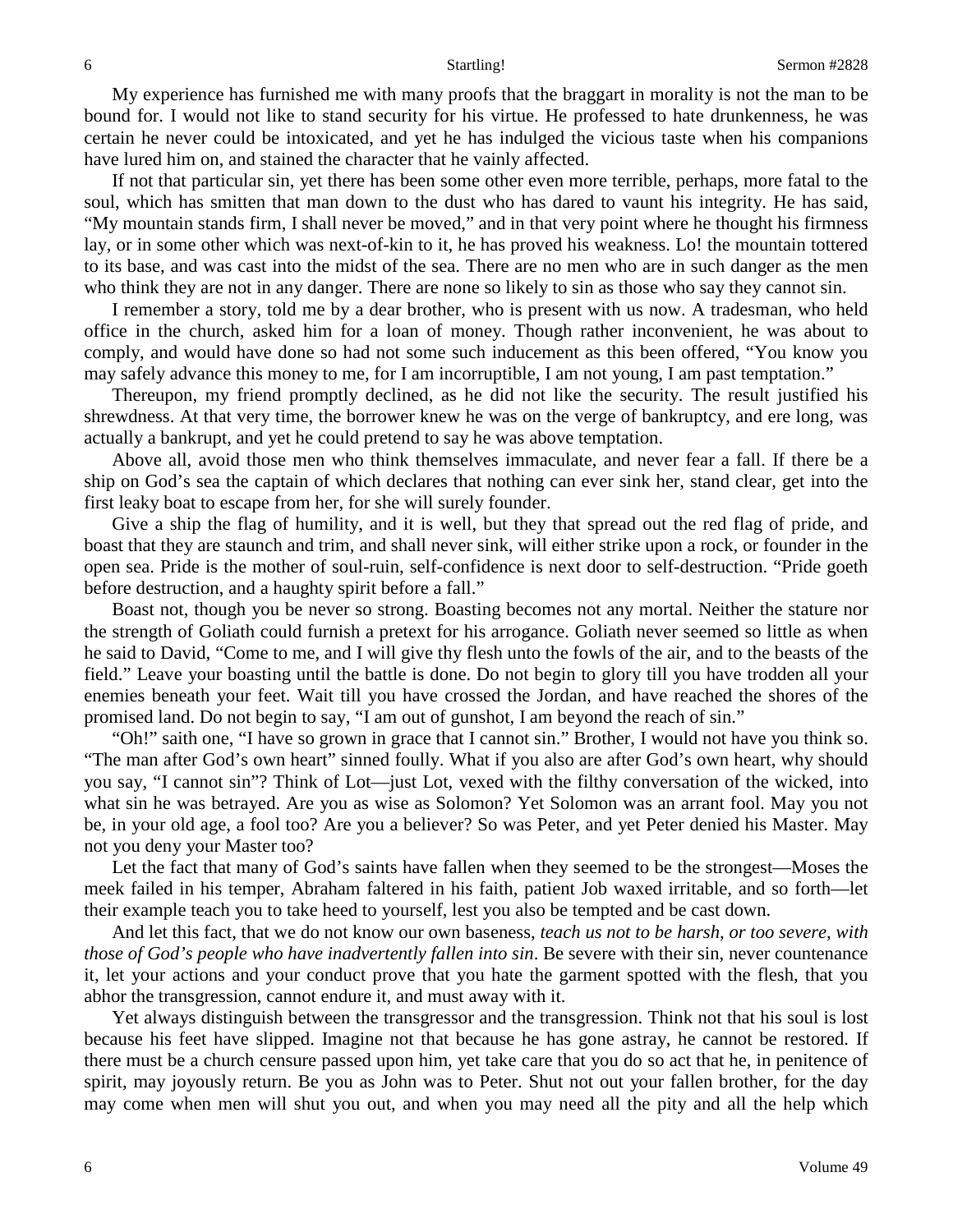My experience has furnished me with many proofs that the braggart in morality is not the man to be bound for. I would not like to stand security for his virtue. He professed to hate drunkenness, he was certain he never could be intoxicated, and yet he has indulged the vicious taste when his companions have lured him on, and stained the character that he vainly affected.

If not that particular sin, yet there has been some other even more terrible, perhaps, more fatal to the soul, which has smitten that man down to the dust who has dared to vaunt his integrity. He has said, "My mountain stands firm, I shall never be moved," and in that very point where he thought his firmness lay, or in some other which was next-of-kin to it, he has proved his weakness. Lo! the mountain tottered to its base, and was cast into the midst of the sea. There are no men who are in such danger as the men who think they are not in any danger. There are none so likely to sin as those who say they cannot sin.

I remember a story, told me by a dear brother, who is present with us now. A tradesman, who held office in the church, asked him for a loan of money. Though rather inconvenient, he was about to comply, and would have done so had not some such inducement as this been offered, "You know you may safely advance this money to me, for I am incorruptible, I am not young, I am past temptation."

Thereupon, my friend promptly declined, as he did not like the security. The result justified his shrewdness. At that very time, the borrower knew he was on the verge of bankruptcy, and ere long, was actually a bankrupt, and yet he could pretend to say he was above temptation.

Above all, avoid those men who think themselves immaculate, and never fear a fall. If there be a ship on God's sea the captain of which declares that nothing can ever sink her, stand clear, get into the first leaky boat to escape from her, for she will surely founder.

Give a ship the flag of humility, and it is well, but they that spread out the red flag of pride, and boast that they are staunch and trim, and shall never sink, will either strike upon a rock, or founder in the open sea. Pride is the mother of soul-ruin, self-confidence is next door to self-destruction. "Pride goeth before destruction, and a haughty spirit before a fall."

Boast not, though you be never so strong. Boasting becomes not any mortal. Neither the stature nor the strength of Goliath could furnish a pretext for his arrogance. Goliath never seemed so little as when he said to David, "Come to me, and I will give thy flesh unto the fowls of the air, and to the beasts of the field." Leave your boasting until the battle is done. Do not begin to glory till you have trodden all your enemies beneath your feet. Wait till you have crossed the Jordan, and have reached the shores of the promised land. Do not begin to say, "I am out of gunshot, I am beyond the reach of sin."

"Oh!" saith one, "I have so grown in grace that I cannot sin." Brother, I would not have you think so. "The man after God's own heart" sinned foully. What if you also are after God's own heart, why should you say, "I cannot sin"? Think of Lot—just Lot, vexed with the filthy conversation of the wicked, into what sin he was betrayed. Are you as wise as Solomon? Yet Solomon was an arrant fool. May you not be, in your old age, a fool too? Are you a believer? So was Peter, and yet Peter denied his Master. May not you deny your Master too?

Let the fact that many of God's saints have fallen when they seemed to be the strongest—Moses the meek failed in his temper, Abraham faltered in his faith, patient Job waxed irritable, and so forth—let their example teach you to take heed to yourself, lest you also be tempted and be cast down.

And let this fact, that we do not know our own baseness, *teach us not to be harsh, or too severe, with those of God's people who have inadvertently fallen into sin*. Be severe with their sin, never countenance it, let your actions and your conduct prove that you hate the garment spotted with the flesh, that you abhor the transgression, cannot endure it, and must away with it.

Yet always distinguish between the transgressor and the transgression. Think not that his soul is lost because his feet have slipped. Imagine not that because he has gone astray, he cannot be restored. If there must be a church censure passed upon him, yet take care that you do so act that he, in penitence of spirit, may joyously return. Be you as John was to Peter. Shut not out your fallen brother, for the day may come when men will shut you out, and when you may need all the pity and all the help which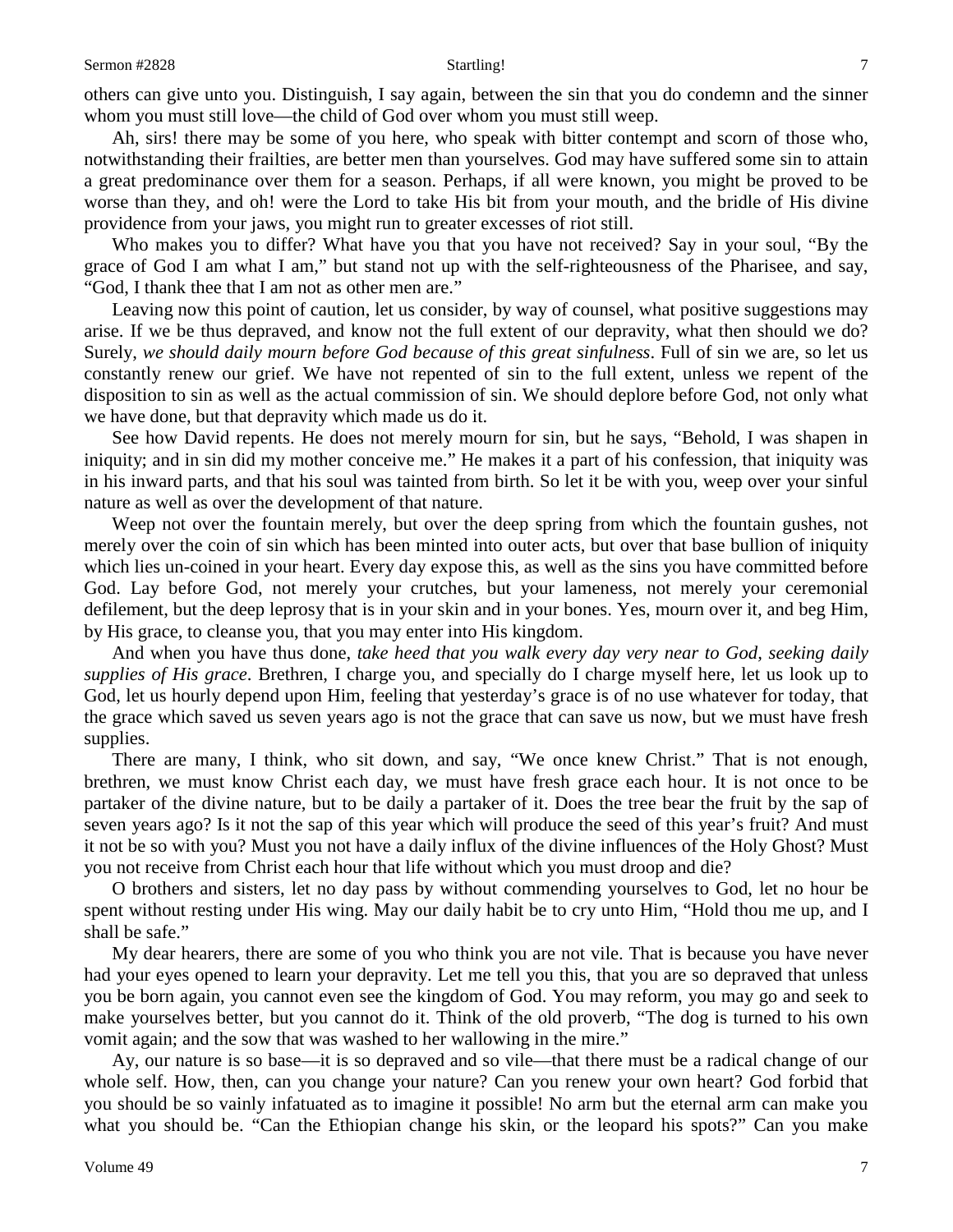others can give unto you. Distinguish, I say again, between the sin that you do condemn and the sinner whom you must still love—the child of God over whom you must still weep.

Ah, sirs! there may be some of you here, who speak with bitter contempt and scorn of those who, notwithstanding their frailties, are better men than yourselves. God may have suffered some sin to attain a great predominance over them for a season. Perhaps, if all were known, you might be proved to be worse than they, and oh! were the Lord to take His bit from your mouth, and the bridle of His divine providence from your jaws, you might run to greater excesses of riot still.

Who makes you to differ? What have you that you have not received? Say in your soul, "By the grace of God I am what I am," but stand not up with the self-righteousness of the Pharisee, and say, "God, I thank thee that I am not as other men are."

Leaving now this point of caution, let us consider, by way of counsel, what positive suggestions may arise. If we be thus depraved, and know not the full extent of our depravity, what then should we do? Surely, *we should daily mourn before God because of this great sinfulness*. Full of sin we are, so let us constantly renew our grief. We have not repented of sin to the full extent, unless we repent of the disposition to sin as well as the actual commission of sin. We should deplore before God, not only what we have done, but that depravity which made us do it.

See how David repents. He does not merely mourn for sin, but he says, "Behold, I was shapen in iniquity; and in sin did my mother conceive me." He makes it a part of his confession, that iniquity was in his inward parts, and that his soul was tainted from birth. So let it be with you, weep over your sinful nature as well as over the development of that nature.

Weep not over the fountain merely, but over the deep spring from which the fountain gushes, not merely over the coin of sin which has been minted into outer acts, but over that base bullion of iniquity which lies un-coined in your heart. Every day expose this, as well as the sins you have committed before God. Lay before God, not merely your crutches, but your lameness, not merely your ceremonial defilement, but the deep leprosy that is in your skin and in your bones. Yes, mourn over it, and beg Him, by His grace, to cleanse you, that you may enter into His kingdom.

And when you have thus done, *take heed that you walk every day very near to God, seeking daily supplies of His grace*. Brethren, I charge you, and specially do I charge myself here, let us look up to God, let us hourly depend upon Him, feeling that yesterday's grace is of no use whatever for today, that the grace which saved us seven years ago is not the grace that can save us now, but we must have fresh supplies.

There are many, I think, who sit down, and say, "We once knew Christ." That is not enough, brethren, we must know Christ each day, we must have fresh grace each hour. It is not once to be partaker of the divine nature, but to be daily a partaker of it. Does the tree bear the fruit by the sap of seven years ago? Is it not the sap of this year which will produce the seed of this year's fruit? And must it not be so with you? Must you not have a daily influx of the divine influences of the Holy Ghost? Must you not receive from Christ each hour that life without which you must droop and die?

O brothers and sisters, let no day pass by without commending yourselves to God, let no hour be spent without resting under His wing. May our daily habit be to cry unto Him, "Hold thou me up, and I shall be safe."

My dear hearers, there are some of you who think you are not vile. That is because you have never had your eyes opened to learn your depravity. Let me tell you this, that you are so depraved that unless you be born again, you cannot even see the kingdom of God. You may reform, you may go and seek to make yourselves better, but you cannot do it. Think of the old proverb, "The dog is turned to his own vomit again; and the sow that was washed to her wallowing in the mire."

Ay, our nature is so base—it is so depraved and so vile—that there must be a radical change of our whole self. How, then, can you change your nature? Can you renew your own heart? God forbid that you should be so vainly infatuated as to imagine it possible! No arm but the eternal arm can make you what you should be. "Can the Ethiopian change his skin, or the leopard his spots?" Can you make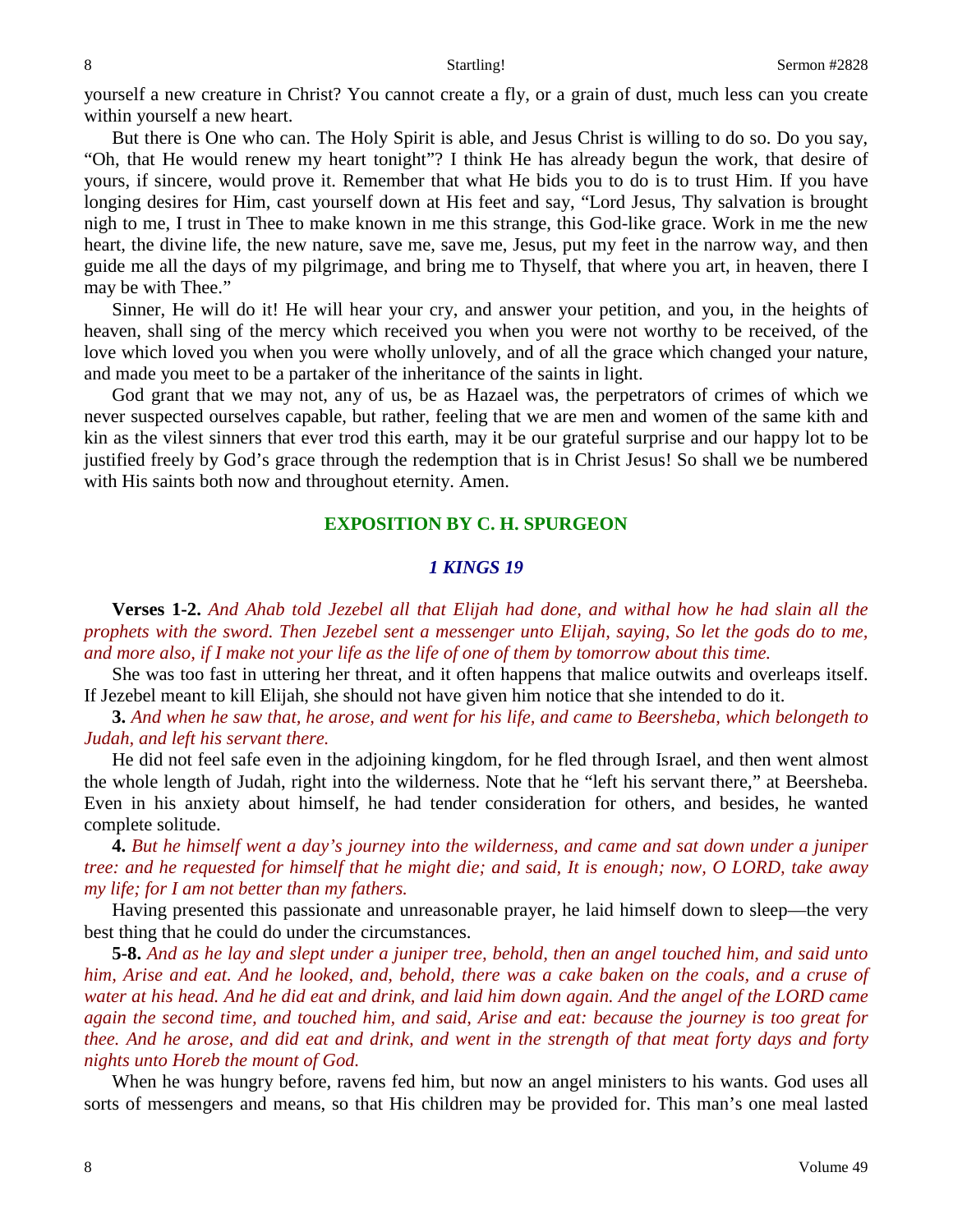yourself a new creature in Christ? You cannot create a fly, or a grain of dust, much less can you create within yourself a new heart.

But there is One who can. The Holy Spirit is able, and Jesus Christ is willing to do so. Do you say, "Oh, that He would renew my heart tonight"? I think He has already begun the work, that desire of yours, if sincere, would prove it. Remember that what He bids you to do is to trust Him. If you have longing desires for Him, cast yourself down at His feet and say, "Lord Jesus, Thy salvation is brought nigh to me, I trust in Thee to make known in me this strange, this God-like grace. Work in me the new heart, the divine life, the new nature, save me, save me, Jesus, put my feet in the narrow way, and then guide me all the days of my pilgrimage, and bring me to Thyself, that where you art, in heaven, there I may be with Thee."

Sinner, He will do it! He will hear your cry, and answer your petition, and you, in the heights of heaven, shall sing of the mercy which received you when you were not worthy to be received, of the love which loved you when you were wholly unlovely, and of all the grace which changed your nature, and made you meet to be a partaker of the inheritance of the saints in light.

God grant that we may not, any of us, be as Hazael was, the perpetrators of crimes of which we never suspected ourselves capable, but rather, feeling that we are men and women of the same kith and kin as the vilest sinners that ever trod this earth, may it be our grateful surprise and our happy lot to be justified freely by God's grace through the redemption that is in Christ Jesus! So shall we be numbered with His saints both now and throughout eternity. Amen.

## EXPOSITION BY C. H. SPURGEON

### *1 KINGS 19*

**Verses 1-2.** *And Ahab told Jezebel all that Elijah had done, and withal how he had slain all the prophets with the sword. Then Jezebel sent a messenger unto Elijah, saying, So let the gods do to me, and more also, if I make not your life as the life of one of them by tomorrow about this time.*

She was too fast in uttering her threat, and it often happens that malice outwits and overleaps itself. If Jezebel meant to kill Elijah, she should not have given him notice that she intended to do it.

**3.** *And when he saw that, he arose, and went for his life, and came to Beersheba, which belongeth to Judah, and left his servant there.*

He did not feel safe even in the adjoining kingdom, for he fled through Israel, and then went almost the whole length of Judah, right into the wilderness. Note that he "left his servant there," at Beersheba. Even in his anxiety about himself, he had tender consideration for others, and besides, he wanted complete solitude.

**4.** *But he himself went a day's journey into the wilderness, and came and sat down under a juniper tree: and he requested for himself that he might die; and said, It is enough; now, O LORD, take away my life; for I am not better than my fathers.*

Having presented this passionate and unreasonable prayer, he laid himself down to sleep—the very best thing that he could do under the circumstances.

**5-8.** *And as he lay and slept under a juniper tree, behold, then an angel touched him, and said unto him, Arise and eat. And he looked, and, behold, there was a cake baken on the coals, and a cruse of water at his head. And he did eat and drink, and laid him down again. And the angel of the LORD came again the second time, and touched him, and said, Arise and eat: because the journey is too great for thee. And he arose, and did eat and drink, and went in the strength of that meat forty days and forty nights unto Horeb the mount of God.*

When he was hungry before, ravens fed him, but now an angel ministers to his wants. God uses all sorts of messengers and means, so that His children may be provided for. This man's one meal lasted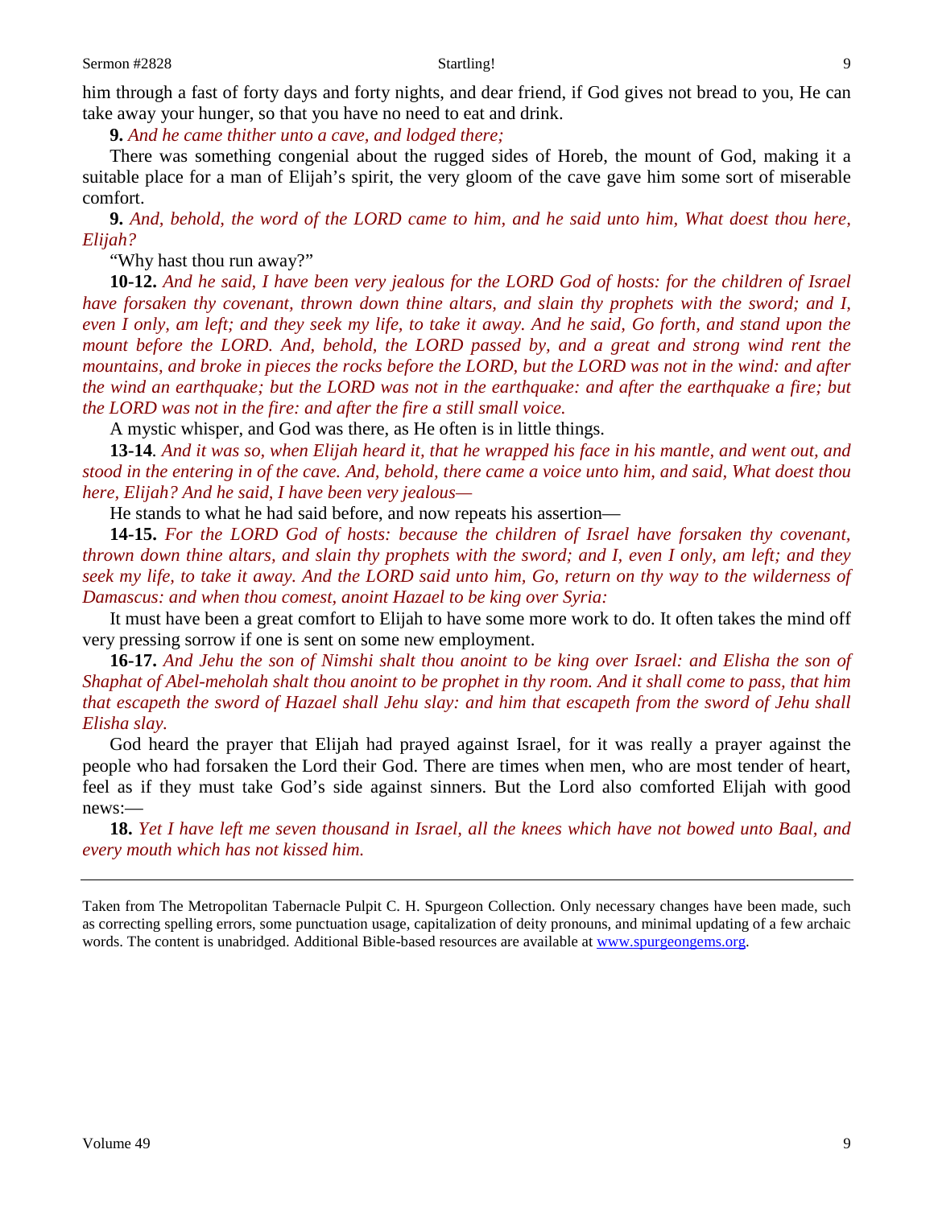him through a fast of forty days and forty nights, and dear friend, if God gives not bread to you, He can take away your hunger, so that you have no need to eat and drink.

**9.** *And he came thither unto a cave, and lodged there;*

There was something congenial about the rugged sides of Horeb, the mount of God, making it a suitable place for a man of Elijah's spirit, the very gloom of the cave gave him some sort of miserable comfort.

**9.** *And, behold, the word of the LORD came to him, and he said unto him, What doest thou here, Elijah?*

"Why hast thou run away?"

**10-12.** *And he said, I have been very jealous for the LORD God of hosts: for the children of Israel have forsaken thy covenant, thrown down thine altars, and slain thy prophets with the sword; and I, even I only, am left; and they seek my life, to take it away. And he said, Go forth, and stand upon the mount before the LORD. And, behold, the LORD passed by, and a great and strong wind rent the mountains, and broke in pieces the rocks before the LORD, but the LORD was not in the wind: and after the wind an earthquake; but the LORD was not in the earthquake: and after the earthquake a fire; but the LORD was not in the fire: and after the fire a still small voice.*

A mystic whisper, and God was there, as He often is in little things.

**13-14**. *And it was so, when Elijah heard it, that he wrapped his face in his mantle, and went out, and stood in the entering in of the cave. And, behold, there came a voice unto him, and said, What doest thou here, Elijah? And he said, I have been very jealous—*

He stands to what he had said before, and now repeats his assertion—

**14-15.** *For the LORD God of hosts: because the children of Israel have forsaken thy covenant, thrown down thine altars, and slain thy prophets with the sword; and I, even I only, am left; and they seek my life, to take it away. And the LORD said unto him, Go, return on thy way to the wilderness of Damascus: and when thou comest, anoint Hazael to be king over Syria:*

It must have been a great comfort to Elijah to have some more work to do. It often takes the mind off very pressing sorrow if one is sent on some new employment.

**16-17.** *And Jehu the son of Nimshi shalt thou anoint to be king over Israel: and Elisha the son of Shaphat of Abel-meholah shalt thou anoint to be prophet in thy room. And it shall come to pass, that him that escapeth the sword of Hazael shall Jehu slay: and him that escapeth from the sword of Jehu shall Elisha slay.*

God heard the prayer that Elijah had prayed against Israel, for it was really a prayer against the people who had forsaken the Lord their God. There are times when men, who are most tender of heart, feel as if they must take God's side against sinners. But the Lord also comforted Elijah with good news:—

**18.** *Yet I have left me seven thousand in Israel, all the knees which have not bowed unto Baal, and every mouth which has not kissed him.*

---

Taken from The Metropolitan Tabernacle Pulpit C. H. Spurgeon Collection. Only necessary changes have been made, such as correcting spelling errors, some punctuation usage, capitalization of deity pronouns, and minimal updating of a few archaic words. The content is unabridged. Additional Bible-based resources are available at www.spurgeongems.org.